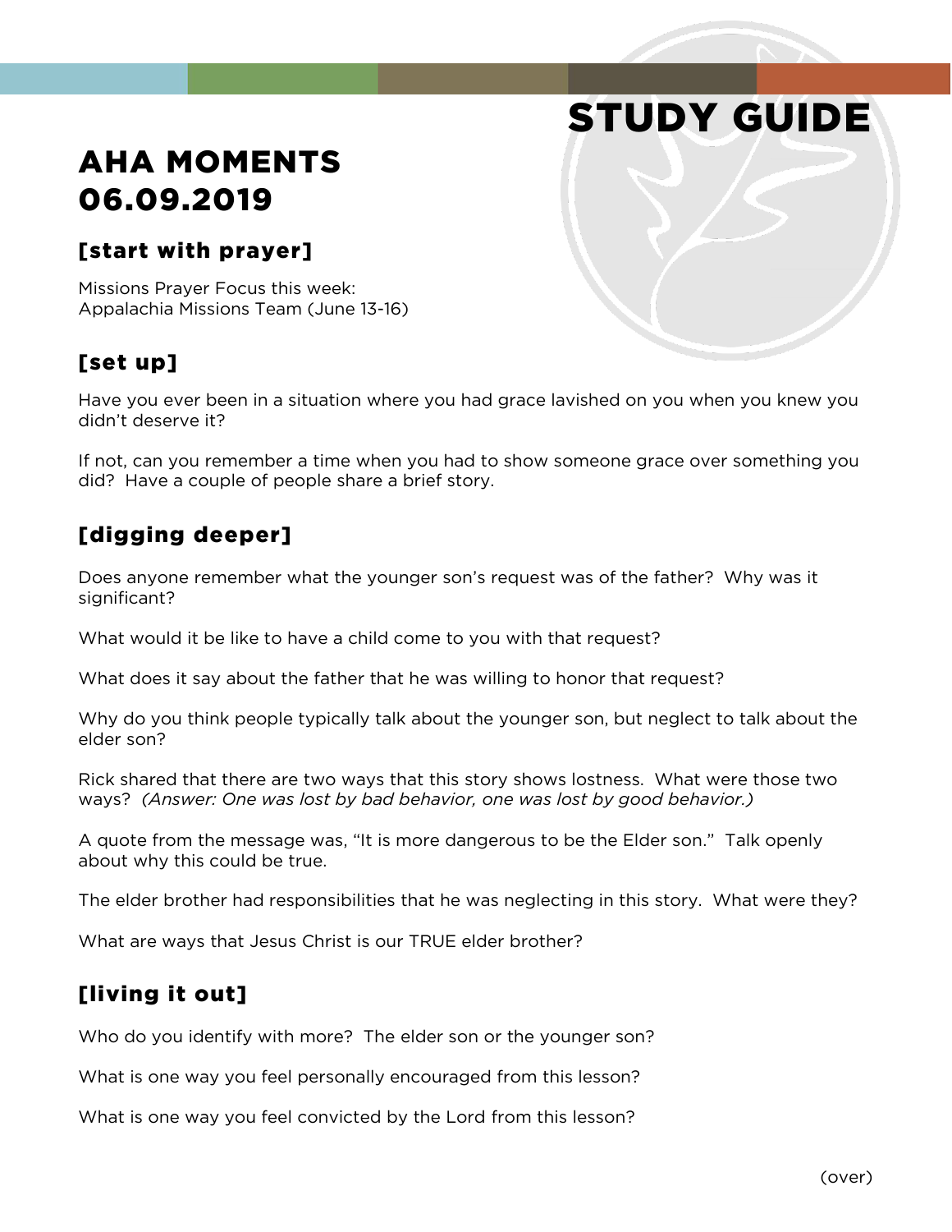# STUDY GUIDE

# AHA MOMENTS 06.09.2019

## [start with prayer]

Missions Prayer Focus this week:
Appalachia Missions Team (June 13-16)

## [set up]

Have you ever been in a situation where you had grace lavished on you when you knew you didn't deserve it?

If not, can you remember a time when you had to show someone grace over something you did? Have a couple of people share a brief story.

## [digging deeper]

Does anyone remember what the younger son's request was of the father? Why was it significant?

What would it be like to have a child come to you with that request?

What does it say about the father that he was willing to honor that request?

Why do you think people typically talk about the younger son, but neglect to talk about the elder son?

Rick shared that there are two ways that this story shows lostness. What were those two ways? *(Answer: One was lost by bad behavior, one was lost by good behavior.)*

A quote from the message was, "It is more dangerous to be the Elder son." Talk openly about why this could be true.

The elder brother had responsibilities that he was neglecting in this story. What were they?

What are ways that Jesus Christ is our TRUE elder brother?

## [living it out]

Who do you identify with more? The elder son or the younger son?

What is one way you feel personally encouraged from this lesson?

What is one way you feel convicted by the Lord from this lesson?

(over)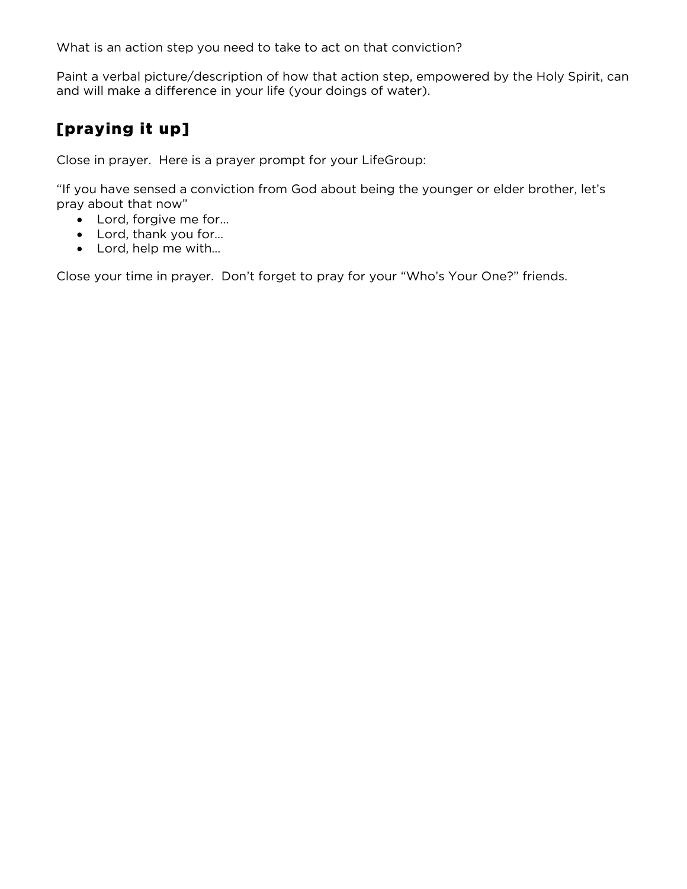What is an action step you need to take to act on that conviction?

Paint a verbal picture/description of how that action step, empowered by the Holy Spirit, can and will make a difference in your life (your doings of water).

## [praying it up]

Close in prayer.  Here is a prayer prompt for your LifeGroup:

"If you have sensed a conviction from God about being the younger or elder brother, let's pray about that now"

- Lord, forgive me for…
- Lord, thank you for…
- Lord, help me with…

Close your time in prayer.  Don't forget to pray for your "Who's Your One?" friends.